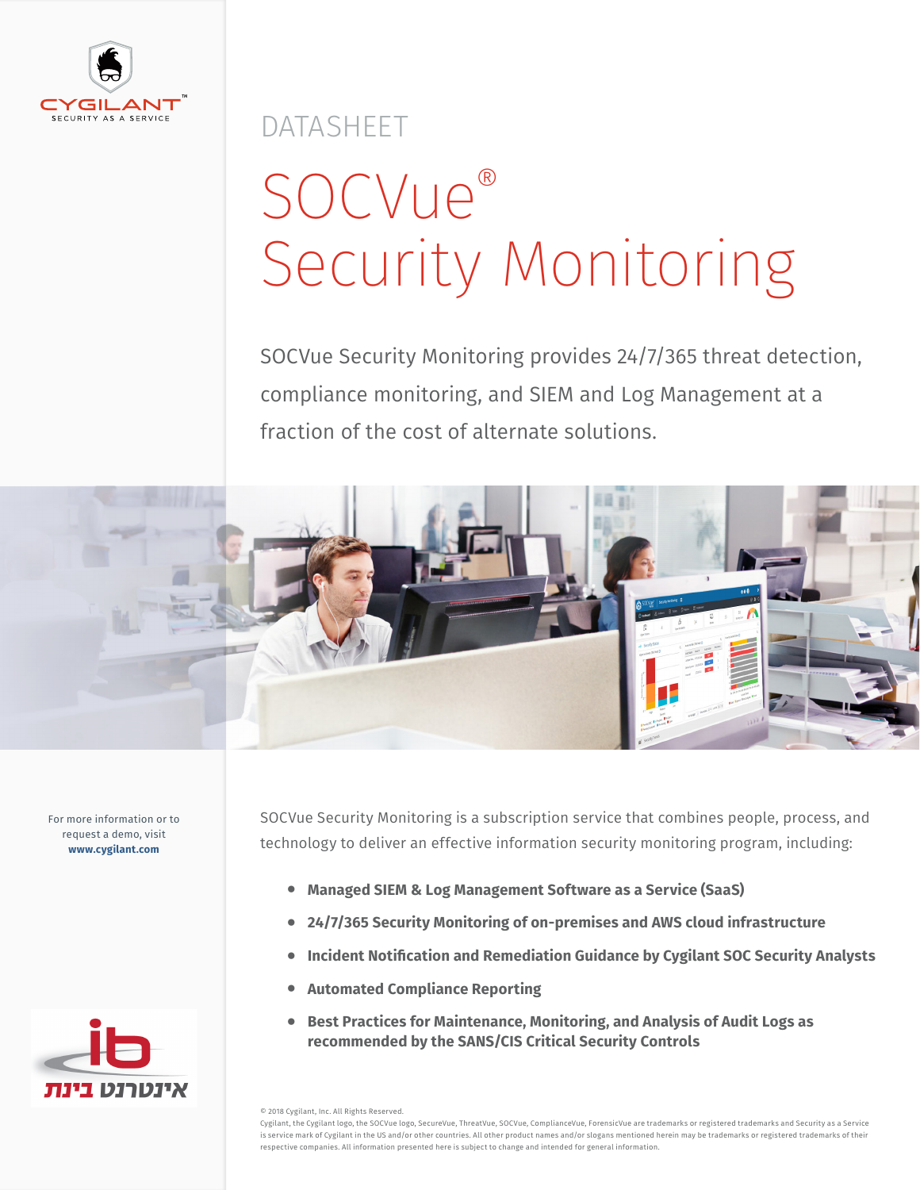CYGILANT™
SECURITY AS A SERVICE

DATASHEET

# SOCVue® Security Monitoring

SOCVue Security Monitoring provides 24/7/365 threat detection, compliance monitoring, and SIEM and Log Management at a fraction of the cost of alternate solutions.

For more information or to request a demo, visit **www.cygilant.com**

SOCVue Security Monitoring is a subscription service that combines people, process, and technology to deliver an effective information security monitoring program, including:

- **Managed SIEM & Log Management Software as a Service (SaaS)**
- **24/7/365 Security Monitoring of on-premises and AWS cloud infrastructure**
- **Incident Notification and Remediation Guidance by Cygilant SOC Security Analysts**
- **Automated Compliance Reporting**
- **Best Practices for Maintenance, Monitoring, and Analysis of Audit Logs as recommended by the SANS/CIS Critical Security Controls**

ib
אינטרנט בינת

© 2018 Cygilant, Inc. All Rights Reserved.
Cygilant, the Cygilant logo, the SOCVue logo, SecureVue, ThreatVue, SOCVue, ComplianceVue, ForensicVue are trademarks or registered trademarks and Security as a Service is service mark of Cygilant in the US and/or other countries. All other product names and/or slogans mentioned herein may be trademarks or registered trademarks of their respective companies. All information presented here is subject to change and intended for general information.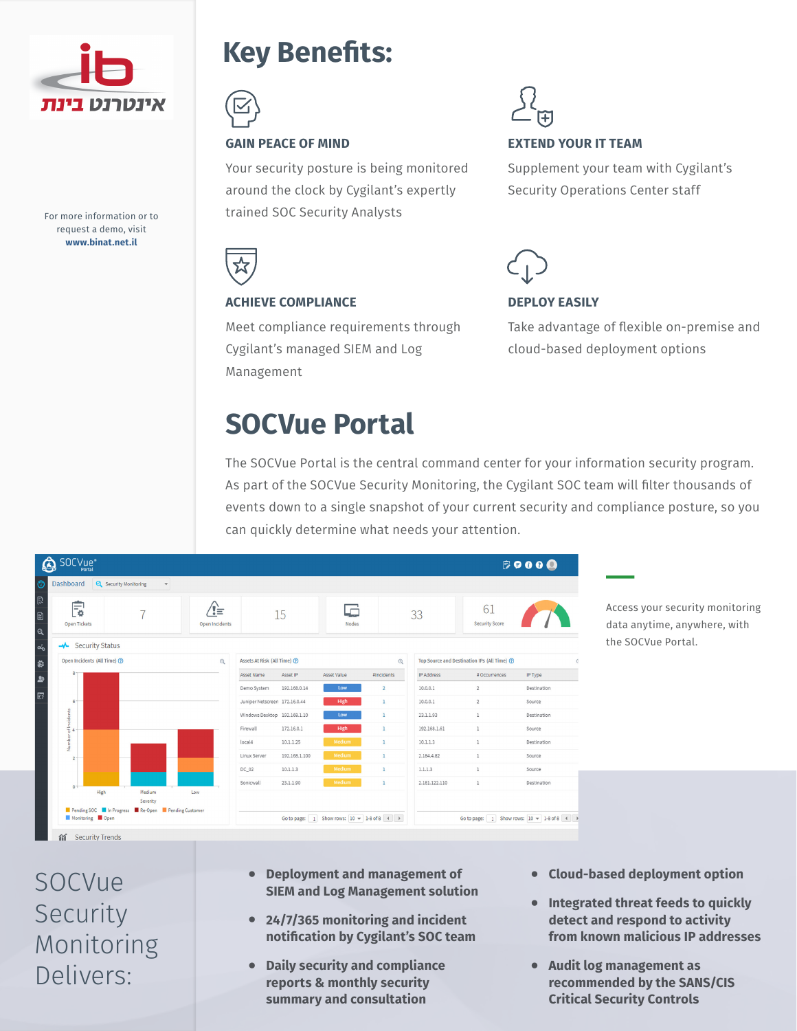איינטגרל בינת

For more information or to request a demo, visit **www.binat.net.il**

# Key Benefits:

### GAIN PEACE OF MIND

Your security posture is being monitored around the clock by Cygilant's expertly trained SOC Security Analysts

### EXTEND YOUR IT TEAM

Supplement your team with Cygilant's Security Operations Center staff

### ACHIEVE COMPLIANCE

Meet compliance requirements through Cygilant's managed SIEM and Log Management

### DEPLOY EASILY

Take advantage of flexible on-premise and cloud-based deployment options

# SOCVue Portal

The SOCVue Portal is the central command center for your information security program. As part of the SOCVue Security Monitoring, the Cygilant SOC team will filter thousands of events down to a single snapshot of your current security and compliance posture, so you can quickly determine what needs your attention.

Access your security monitoring data anytime, anywhere, with the SOCVue Portal.

## SOCVue Security Monitoring Delivers:

- **Deployment and management of SIEM and Log Management solution**
- **24/7/365 monitoring and incident notification by Cygilant's SOC team**
- **Daily security and compliance reports & monthly security summary and consultation**
- **Cloud-based deployment option**
- **Integrated threat feeds to quickly detect and respond to activity from known malicious IP addresses**
- **Audit log management as recommended by the SANS/CIS Critical Security Controls**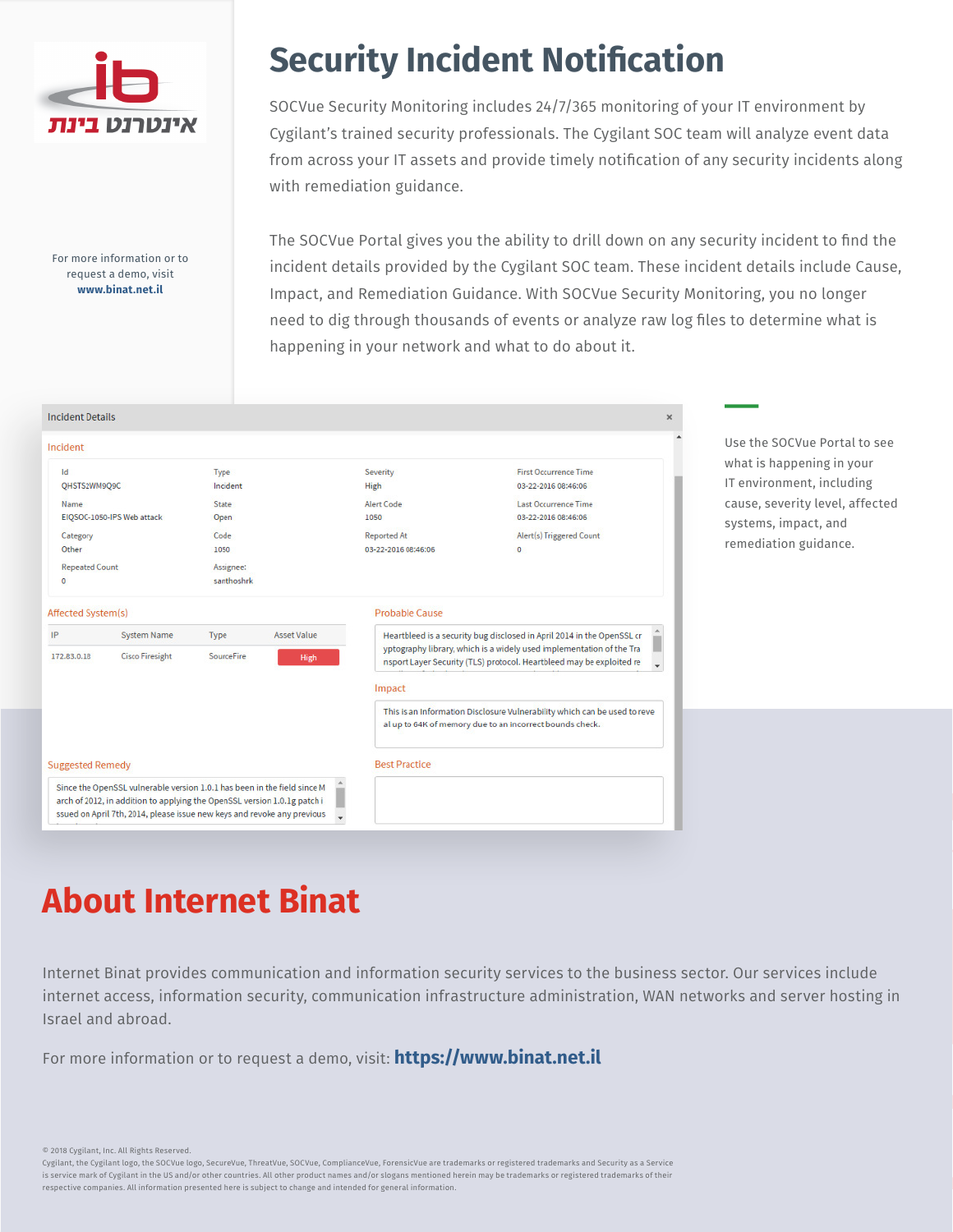אינטרנט בינת

For more information or to request a demo, visit **www.binat.net.il**

# Security Incident Notification

SOCVue Security Monitoring includes 24/7/365 monitoring of your IT environment by Cygilant's trained security professionals. The Cygilant SOC team will analyze event data from across your IT assets and provide timely notification of any security incidents along with remediation guidance.

The SOCVue Portal gives you the ability to drill down on any security incident to find the incident details provided by the Cygilant SOC team. These incident details include Cause, Impact, and Remediation Guidance. With SOCVue Security Monitoring, you no longer need to dig through thousands of events or analyze raw log files to determine what is happening in your network and what to do about it.

Incident Details

Incident

| Id | Type | Severity | First Occurrence Time |
|---|---|---|---|
| QHSTS2WM9Q9C | Incident | High | 03-22-2016 08:46:06 |
| Name | State | Alert Code | Last Occurrence Time |
| EIQSOC-1050-IPS Web attack | Open | 1050 | 03-22-2016 08:46:06 |
| Category | Code | Reported At | Alert(s) Triggered Count |
| Other | 1050 | 03-22-2016 08:46:06 | 0 |
| Repeated Count | Assignee: | | |
| 0 | santhoshrk | | |

Affected System(s)

| IP | System Name | Type | Asset Value |
|---|---|---|---|
| 172.83.0.18 | Cisco Firesight | SourceFire | High |

Probable Cause

Heartbleed is a security bug disclosed in April 2014 in the OpenSSL cryptography library, which is a widely used implementation of the Transport Layer Security (TLS) protocol. Heartbleed may be exploited re

Impact

This is an Information Disclosure Vulnerability which can be used to reveal up to 64K of memory due to an incorrect bounds check.

Suggested Remedy

Since the OpenSSL vulnerable version 1.0.1 has been in the field since March of 2012, in addition to applying the OpenSSL version 1.0.1g patch issued on April 7th, 2014, please issue new keys and revoke any previous

Best Practice

Use the SOCVue Portal to see what is happening in your IT environment, including cause, severity level, affected systems, impact, and remediation guidance.

# About Internet Binat

Internet Binat provides communication and information security services to the business sector. Our services include internet access, information security, communication infrastructure administration, WAN networks and server hosting in Israel and abroad.

For more information or to request a demo, visit: **https://www.binat.net.il**

© 2018 Cygilant, Inc. All Rights Reserved.
Cygilant, the Cygilant logo, the SOCVue logo, SecureVue, ThreatVue, SOCVue, ComplianceVue, ForensicVue are trademarks or registered trademarks and Security as a Service is service mark of Cygilant in the US and/or other countries. All other product names and/or slogans mentioned herein may be trademarks or registered trademarks of their respective companies. All information presented here is subject to change and intended for general information.